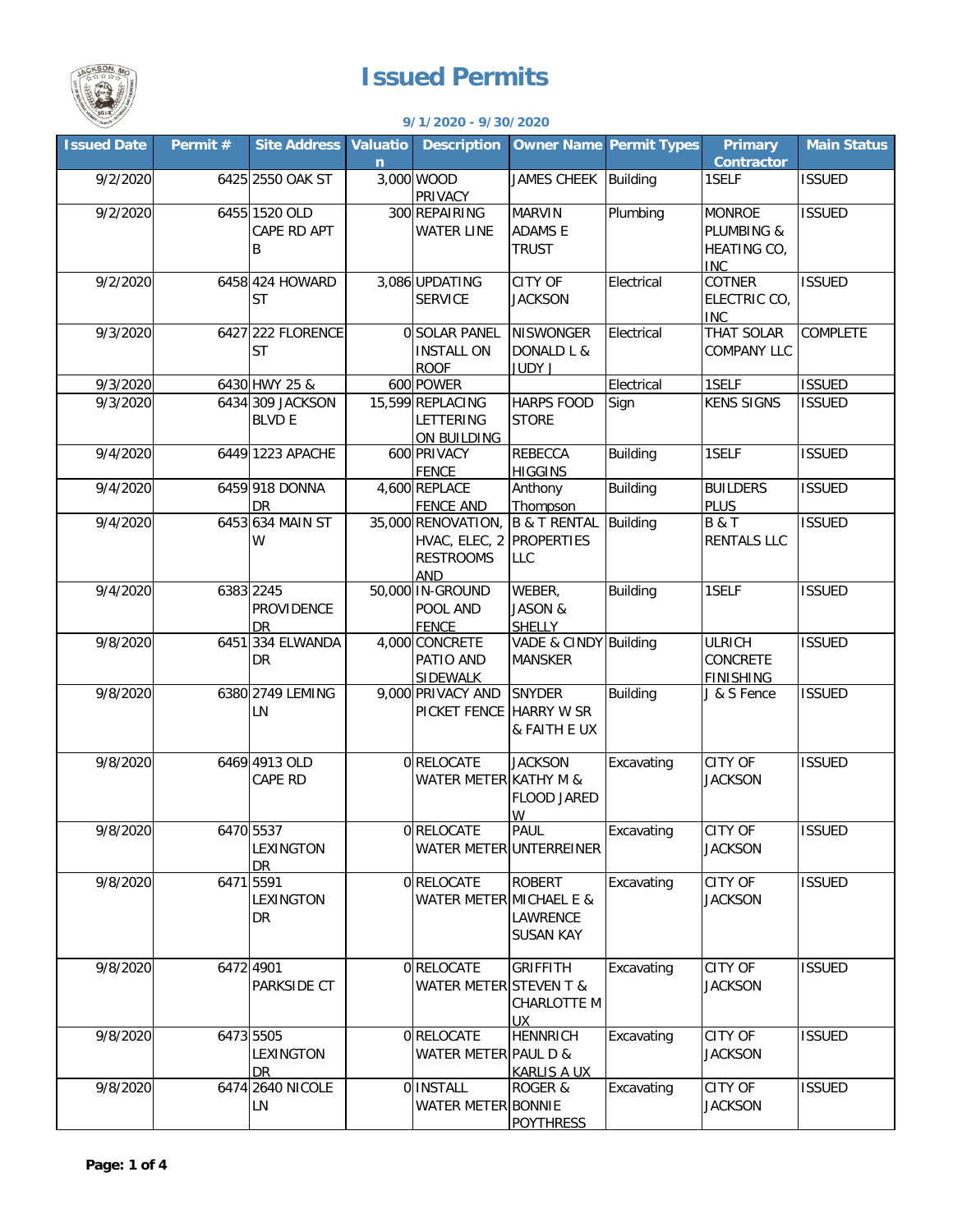# Issued Permits

**9/1/2020 - 9/30/2020**

| Issued Date | Permit # | Site Address | Valuation | Description | Owner Name | Permit Types | Primary Contractor | Main Status |
|---|---|---|---|---|---|---|---|---|
| 9/2/2020 | 6425 | 2550 OAK ST | 3,000 | WOOD PRIVACY | JAMES CHEEK | Building | 1SELF | ISSUED |
| 9/2/2020 | 6455 | 1520 OLD CAPE RD APT B | 300 | REPAIRING WATER LINE | MARVIN ADAMS E TRUST | Plumbing | MONROE PLUMBING & HEATING CO, INC | ISSUED |
| 9/2/2020 | 6458 | 424 HOWARD ST | 3,086 | UPDATING SERVICE | CITY OF JACKSON | Electrical | COTNER ELECTRIC CO, INC | ISSUED |
| 9/3/2020 | 6427 | 222 FLORENCE ST | 0 | SOLAR PANEL INSTALL ON ROOF | NISWONGER DONALD L & JUDY J | Electrical | THAT SOLAR COMPANY LLC | COMPLETE |
| 9/3/2020 | 6430 | HWY 25 & | 600 | POWER | | Electrical | 1SELF | ISSUED |
| 9/3/2020 | 6434 | 309 JACKSON BLVD E | 15,599 | REPLACING LETTERING ON BUILDING | HARPS FOOD STORE | Sign | KENS SIGNS | ISSUED |
| 9/4/2020 | 6449 | 1223 APACHE | 600 | PRIVACY FENCE | REBECCA HIGGINS | Building | 1SELF | ISSUED |
| 9/4/2020 | 6459 | 918 DONNA DR | 4,600 | REPLACE FENCE AND | Anthony Thompson | Building | BUILDERS PLUS | ISSUED |
| 9/4/2020 | 6453 | 634 MAIN ST W | 35,000 | RENOVATION, HVAC, ELEC, 2 RESTROOMS AND | B & T RENTAL PROPERTIES LLC | Building | B & T RENTALS LLC | ISSUED |
| 9/4/2020 | 6383 | 2245 PROVIDENCE DR | 50,000 | IN-GROUND POOL AND FENCE | WEBER, JASON & SHELLY | Building | 1SELF | ISSUED |
| 9/8/2020 | 6451 | 334 ELWANDA DR | 4,000 | CONCRETE PATIO AND SIDEWALK | VADE & CINDY MANSKER | Building | ULRICH CONCRETE FINISHING | ISSUED |
| 9/8/2020 | 6380 | 2749 LEMING LN | 9,000 | PRIVACY AND PICKET FENCE | SNYDER HARRY W SR & FAITH E UX | Building | J & S Fence | ISSUED |
| 9/8/2020 | 6469 | 4913 OLD CAPE RD | 0 | RELOCATE WATER METER | JACKSON KATHY M & FLOOD JARED W | Excavating | CITY OF JACKSON | ISSUED |
| 9/8/2020 | 6470 | 5537 LEXINGTON DR | 0 | RELOCATE WATER METER | PAUL UNTERREINER | Excavating | CITY OF JACKSON | ISSUED |
| 9/8/2020 | 6471 | 5591 LEXINGTON DR | 0 | RELOCATE WATER METER | ROBERT MICHAEL E & LAWRENCE SUSAN KAY | Excavating | CITY OF JACKSON | ISSUED |
| 9/8/2020 | 6472 | 4901 PARKSIDE CT | 0 | RELOCATE WATER METER | GRIFFITH STEVEN T & CHARLOTTE M UX | Excavating | CITY OF JACKSON | ISSUED |
| 9/8/2020 | 6473 | 5505 LEXINGTON DR | 0 | RELOCATE WATER METER | HENNRICH PAUL D & KARLIS A UX | Excavating | CITY OF JACKSON | ISSUED |
| 9/8/2020 | 6474 | 2640 NICOLE LN | 0 | INSTALL WATER METER | ROGER & BONNIE POYTHRESS | Excavating | CITY OF JACKSON | ISSUED |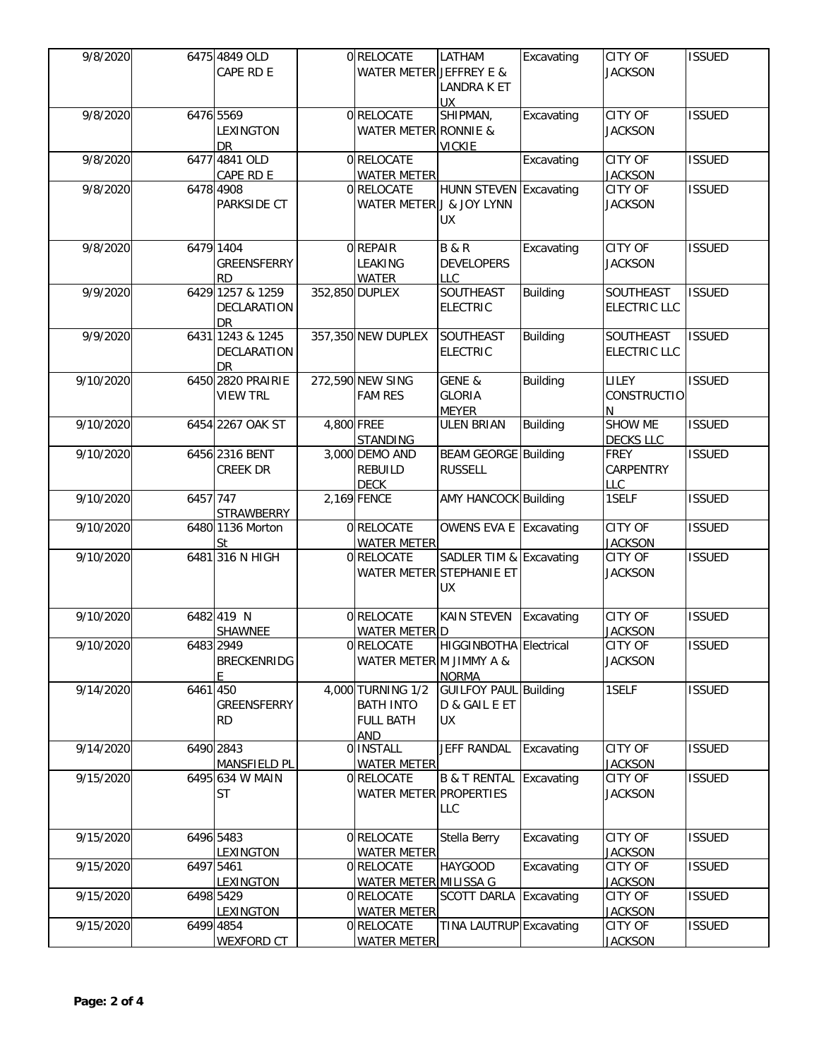| | | | | | | | | |
|---|---|---|---|---|---|---|---|---|
| 9/8/2020 | 6475 | 4849 OLD CAPE RD E | 0 | RELOCATE WATER METER | LATHAM JEFFREY E & LANDRA K ET UX | Excavating | CITY OF JACKSON | ISSUED |
| 9/8/2020 | 6476 | 5569 LEXINGTON DR | 0 | RELOCATE WATER METER | SHIPMAN, RONNIE & VICKIE | Excavating | CITY OF JACKSON | ISSUED |
| 9/8/2020 | 6477 | 4841 OLD CAPE RD E | 0 | RELOCATE WATER METER | | Excavating | CITY OF JACKSON | ISSUED |
| 9/8/2020 | 6478 | 4908 PARKSIDE CT | 0 | RELOCATE WATER METER | HUNN STEVEN J & JOY LYNN UX | Excavating | CITY OF JACKSON | ISSUED |
| 9/8/2020 | 6479 | 1404 GREENSFERRY RD | 0 | REPAIR LEAKING WATER | B & R DEVELOPERS LLC | Excavating | CITY OF JACKSON | ISSUED |
| 9/9/2020 | 6429 | 1257 & 1259 DECLARATION DR | 352,850 | DUPLEX | SOUTHEAST ELECTRIC | Building | SOUTHEAST ELECTRIC LLC | ISSUED |
| 9/9/2020 | 6431 | 1243 & 1245 DECLARATION DR | 357,350 | NEW DUPLEX | SOUTHEAST ELECTRIC | Building | SOUTHEAST ELECTRIC LLC | ISSUED |
| 9/10/2020 | 6450 | 2820 PRAIRIE VIEW TRL | 272,590 | NEW SING FAM RES | GENE & GLORIA MEYER | Building | LILEY CONSTRUCTION | ISSUED |
| 9/10/2020 | 6454 | 2267 OAK ST | 4,800 | FREE STANDING | ULEN BRIAN | Building | SHOW ME DECKS LLC | ISSUED |
| 9/10/2020 | 6456 | 2316 BENT CREEK DR | 3,000 | DEMO AND REBUILD DECK | BEAM GEORGE RUSSELL | Building | FREY CARPENTRY LLC | ISSUED |
| 9/10/2020 | 6457 | 747 STRAWBERRY | 2,169 | FENCE | AMY HANCOCK | Building | 1SELF | ISSUED |
| 9/10/2020 | 6480 | 1136 Morton St | 0 | RELOCATE WATER METER | OWENS EVA E | Excavating | CITY OF JACKSON | ISSUED |
| 9/10/2020 | 6481 | 316 N HIGH | 0 | RELOCATE WATER METER | SADLER TIM & STEPHANIE ET UX | Excavating | CITY OF JACKSON | ISSUED |
| 9/10/2020 | 6482 | 419 N SHAWNEE | 0 | RELOCATE WATER METER | KAIN STEVEN D | Excavating | CITY OF JACKSON | ISSUED |
| 9/10/2020 | 6483 | 2949 BRECKENRIDGE | 0 | RELOCATE WATER METER | HIGGINBOTHAM JIMMY A & NORMA | Electrical | CITY OF JACKSON | ISSUED |
| 9/14/2020 | 6461 | 450 GREENSFERRY RD | 4,000 | TURNING 1/2 BATH INTO FULL BATH AND | GUILFOY PAUL D & GAIL E ET UX | Building | 1SELF | ISSUED |
| 9/14/2020 | 6490 | 2843 MANSFIELD PL | 0 | INSTALL WATER METER | JEFF RANDAL | Excavating | CITY OF JACKSON | ISSUED |
| 9/15/2020 | 6495 | 634 W MAIN ST | 0 | RELOCATE WATER METER | B & T RENTAL PROPERTIES LLC | Excavating | CITY OF JACKSON | ISSUED |
| 9/15/2020 | 6496 | 5483 LEXINGTON | 0 | RELOCATE WATER METER | Stella Berry | Excavating | CITY OF JACKSON | ISSUED |
| 9/15/2020 | 6497 | 5461 LEXINGTON | 0 | RELOCATE WATER METER | HAYGOOD MILISSA G | Excavating | CITY OF JACKSON | ISSUED |
| 9/15/2020 | 6498 | 5429 LEXINGTON | 0 | RELOCATE WATER METER | SCOTT DARLA | Excavating | CITY OF JACKSON | ISSUED |
| 9/15/2020 | 6499 | 4854 WEXFORD CT | 0 | RELOCATE WATER METER | TINA LAUTRUP | Excavating | CITY OF JACKSON | ISSUED |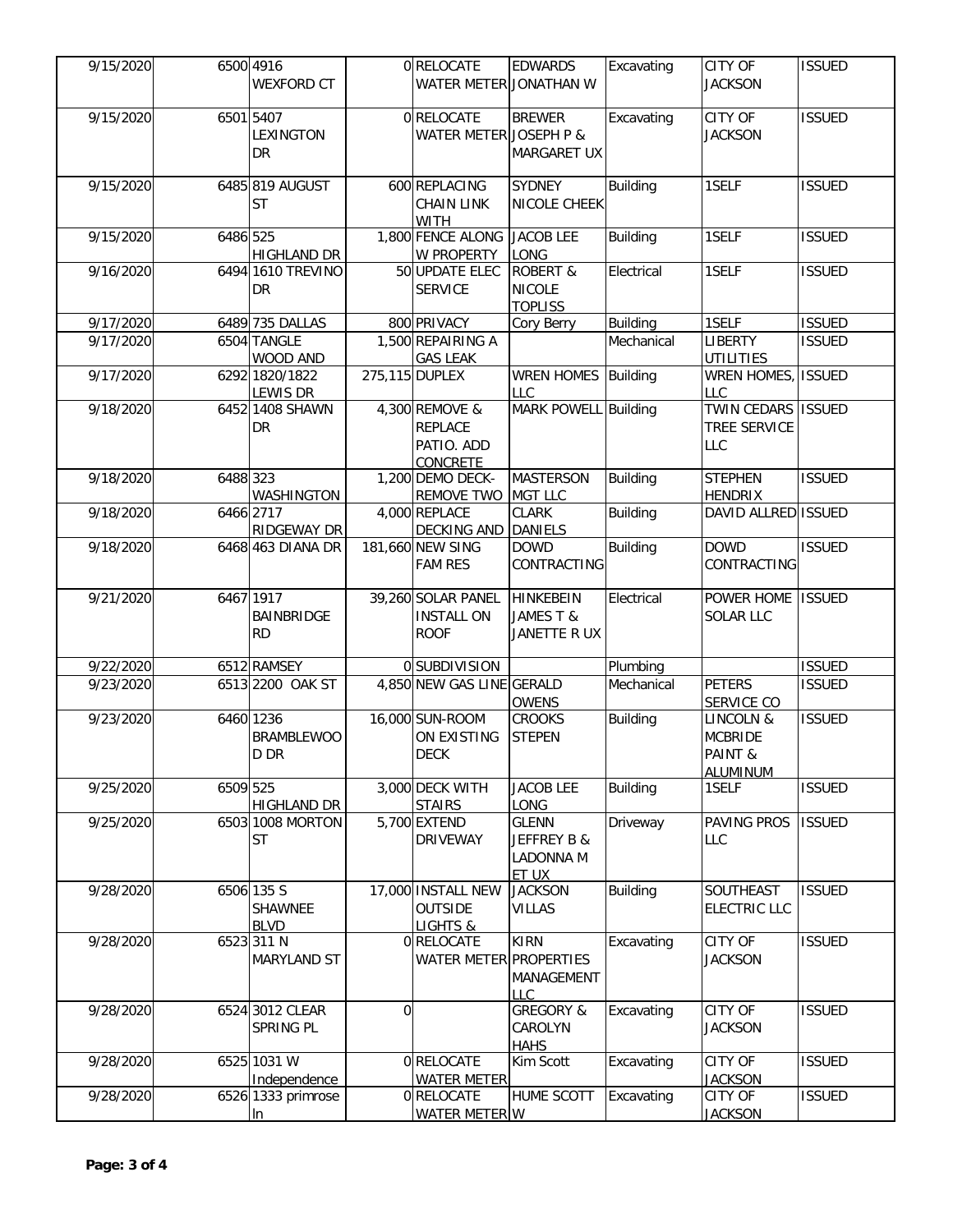| | | | | | | | | |
|---|---|---|---|---|---|---|---|---|
| 9/15/2020 | 6500 | 4916 WEXFORD CT | 0 | RELOCATE WATER METER | EDWARDS JONATHAN W | Excavating | CITY OF JACKSON | ISSUED |
| 9/15/2020 | 6501 | 5407 LEXINGTON DR | 0 | RELOCATE WATER METER | BREWER JOSEPH P & MARGARET UX | Excavating | CITY OF JACKSON | ISSUED |
| 9/15/2020 | 6485 | 819 AUGUST ST | 600 | REPLACING CHAIN LINK WITH | SYDNEY NICOLE CHEEK | Building | 1SELF | ISSUED |
| 9/15/2020 | 6486 | 525 HIGHLAND DR | 1,800 | FENCE ALONG W PROPERTY | JACOB LEE LONG | Building | 1SELF | ISSUED |
| 9/16/2020 | 6494 | 1610 TREVINO DR | 50 | UPDATE ELEC SERVICE | ROBERT & NICOLE TOPLISS | Electrical | 1SELF | ISSUED |
| 9/17/2020 | 6489 | 735 DALLAS | 800 | PRIVACY | Cory Berry | Building | 1SELF | ISSUED |
| 9/17/2020 | 6504 | TANGLE WOOD AND | 1,500 | REPAIRING A GAS LEAK | | Mechanical | LIBERTY UTILITIES | ISSUED |
| 9/17/2020 | 6292 | 1820/1822 LEWIS DR | 275,115 | DUPLEX | WREN HOMES LLC | Building | WREN HOMES, LLC | ISSUED |
| 9/18/2020 | 6452 | 1408 SHAWN DR | 4,300 | REMOVE & REPLACE PATIO. ADD CONCRETE | MARK POWELL | Building | TWIN CEDARS TREE SERVICE LLC | ISSUED |
| 9/18/2020 | 6488 | 323 WASHINGTON | 1,200 | DEMO DECK-REMOVE TWO | MASTERSON MGT LLC | Building | STEPHEN HENDRIX | ISSUED |
| 9/18/2020 | 6466 | 2717 RIDGEWAY DR | 4,000 | REPLACE DECKING AND | CLARK DANIELS | Building | DAVID ALLRED | ISSUED |
| 9/18/2020 | 6468 | 463 DIANA DR | 181,660 | NEW SING FAM RES | DOWD CONTRACTING | Building | DOWD CONTRACTING | ISSUED |
| 9/21/2020 | 6467 | 1917 BAINBRIDGE RD | 39,260 | SOLAR PANEL INSTALL ON ROOF | HINKEBEIN JAMES T & JANETTE R UX | Electrical | POWER HOME SOLAR LLC | ISSUED |
| 9/22/2020 | 6512 | RAMSEY | 0 | SUBDIVISION | | Plumbing | | ISSUED |
| 9/23/2020 | 6513 | 2200 OAK ST | 4,850 | NEW GAS LINE | GERALD OWENS | Mechanical | PETERS SERVICE CO | ISSUED |
| 9/23/2020 | 6460 | 1236 BRAMBLEWOOD DR | 16,000 | SUN-ROOM ON EXISTING DECK | CROOKS STEPEN | Building | LINCOLN & MCBRIDE PAINT & ALUMINUM | ISSUED |
| 9/25/2020 | 6509 | 525 HIGHLAND DR | 3,000 | DECK WITH STAIRS | JACOB LEE LONG | Building | 1SELF | ISSUED |
| 9/25/2020 | 6503 | 1008 MORTON ST | 5,700 | EXTEND DRIVEWAY | GLENN JEFFREY B & LADONNA M ET UX | Driveway | PAVING PROS LLC | ISSUED |
| 9/28/2020 | 6506 | 135 S SHAWNEE BLVD | 17,000 | INSTALL NEW OUTSIDE LIGHTS & | JACKSON VILLAS | Building | SOUTHEAST ELECTRIC LLC | ISSUED |
| 9/28/2020 | 6523 | 311 N MARYLAND ST | 0 | RELOCATE WATER METER | KIRN PROPERTIES MANAGEMENT LLC | Excavating | CITY OF JACKSON | ISSUED |
| 9/28/2020 | 6524 | 3012 CLEAR SPRING PL | 0 | | GREGORY & CAROLYN HAHS | Excavating | CITY OF JACKSON | ISSUED |
| 9/28/2020 | 6525 | 1031 W Independence | 0 | RELOCATE WATER METER | Kim Scott | Excavating | CITY OF JACKSON | ISSUED |
| 9/28/2020 | 6526 | 1333 primrose ln | 0 | RELOCATE WATER METER | HUME SCOTT W | Excavating | CITY OF JACKSON | ISSUED |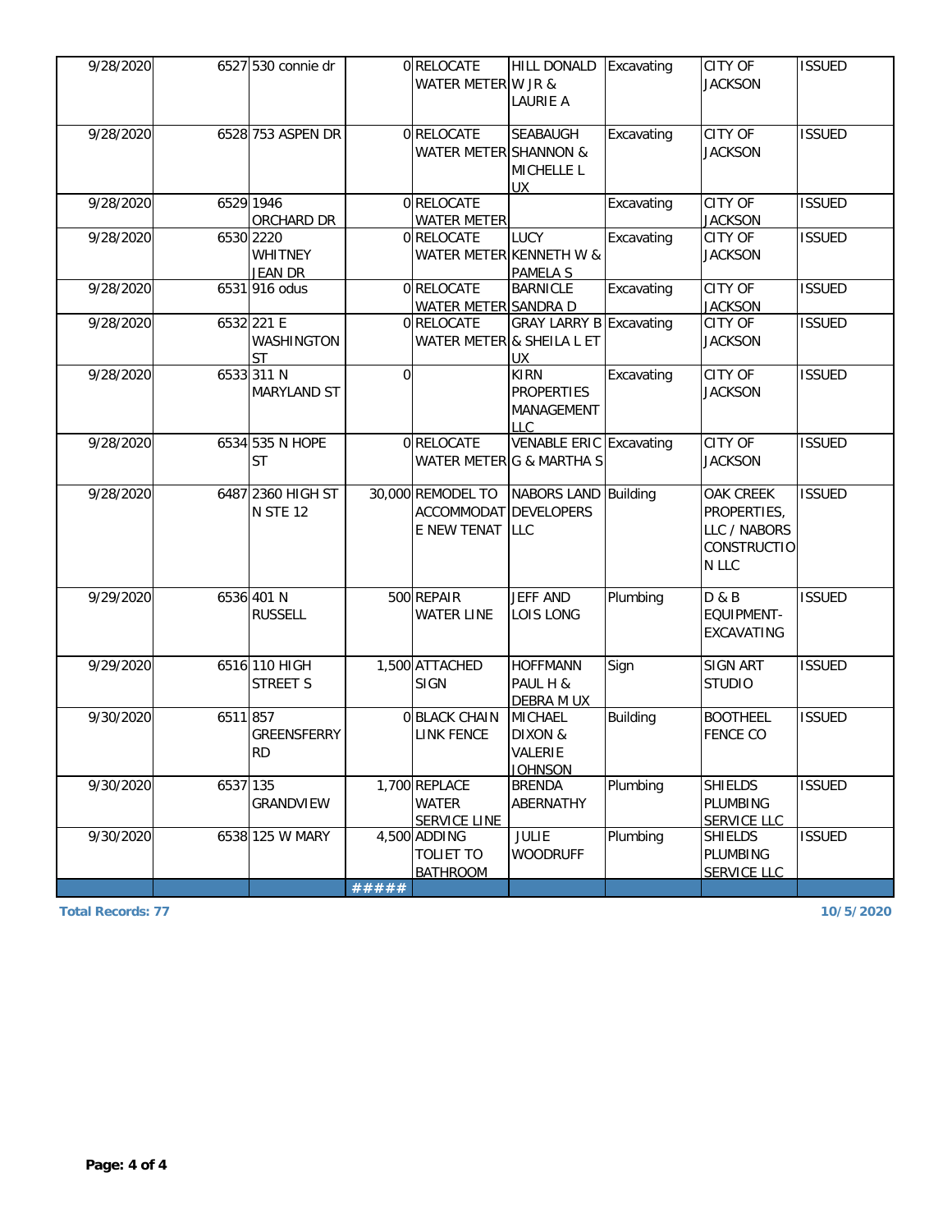| | | | | | | | | |
|---|---|---|---|---|---|---|---|---|
| 9/28/2020 | 6527 | 530 connie dr | 0 | RELOCATE WATER METER | HILL DONALD W JR & LAURIE A | Excavating | CITY OF JACKSON | ISSUED |
| 9/28/2020 | 6528 | 753 ASPEN DR | 0 | RELOCATE WATER METER | SEABAUGH SHANNON & MICHELLE L UX | Excavating | CITY OF JACKSON | ISSUED |
| 9/28/2020 | 6529 | 1946 ORCHARD DR | 0 | RELOCATE WATER METER | | Excavating | CITY OF JACKSON | ISSUED |
| 9/28/2020 | 6530 | 2220 WHITNEY JEAN DR | 0 | RELOCATE WATER METER | LUCY KENNETH W & PAMELA S | Excavating | CITY OF JACKSON | ISSUED |
| 9/28/2020 | 6531 | 916 odus | 0 | RELOCATE WATER METER | BARNICLE SANDRA D | Excavating | CITY OF JACKSON | ISSUED |
| 9/28/2020 | 6532 | 221 E WASHINGTON ST | 0 | RELOCATE WATER METER | GRAY LARRY B & SHEILA L ET UX | Excavating | CITY OF JACKSON | ISSUED |
| 9/28/2020 | 6533 | 311 N MARYLAND ST | 0 | | KIRN PROPERTIES MANAGEMENT LLC | Excavating | CITY OF JACKSON | ISSUED |
| 9/28/2020 | 6534 | 535 N HOPE ST | 0 | RELOCATE WATER METER | VENABLE ERIC G & MARTHA S | Excavating | CITY OF JACKSON | ISSUED |
| 9/28/2020 | 6487 | 2360 HIGH ST N STE 12 | 30,000 | REMODEL TO ACCOMMODATE NEW TENAT | NABORS LAND DEVELOPERS LLC | Building | OAK CREEK PROPERTIES, LLC / NABORS CONSTRUCTION LLC | ISSUED |
| 9/29/2020 | 6536 | 401 N RUSSELL | 500 | REPAIR WATER LINE | JEFF AND LOIS LONG | Plumbing | D & B EQUIPMENT-EXCAVATING | ISSUED |
| 9/29/2020 | 6516 | 110 HIGH STREET S | 1,500 | ATTACHED SIGN | HOFFMANN PAUL H & DEBRA M UX | Sign | SIGN ART STUDIO | ISSUED |
| 9/30/2020 | 6511 | 857 GREENSFERRY RD | 0 | BLACK CHAIN LINK FENCE | MICHAEL DIXON & VALERIE JOHNSON | Building | BOOTHEEL FENCE CO | ISSUED |
| 9/30/2020 | 6537 | 135 GRANDVIEW | 1,700 | REPLACE WATER SERVICE LINE | BRENDA ABERNATHY | Plumbing | SHIELDS PLUMBING SERVICE LLC | ISSUED |
| 9/30/2020 | 6538 | 125 W MARY | 4,500 | ADDING TOLIET TO BATHROOM | JULIE WOODRUFF | Plumbing | SHIELDS PLUMBING SERVICE LLC | ISSUED |
| | | | ##### | | | | | |

**Total Records: 77**

**10/5/2020**